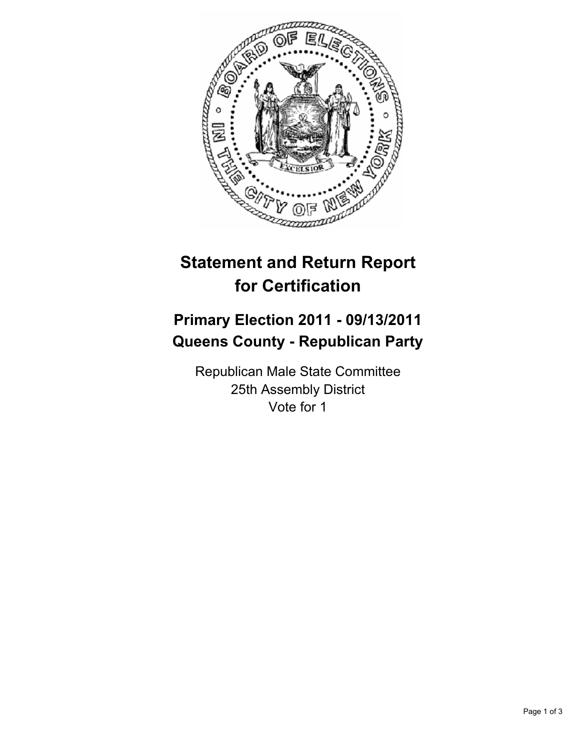# Statement and Return Report for Certification

## Primary Election 2011 - 09/13/2011
## Queens County - Republican Party

Republican Male State Committee
25th Assembly District
Vote for 1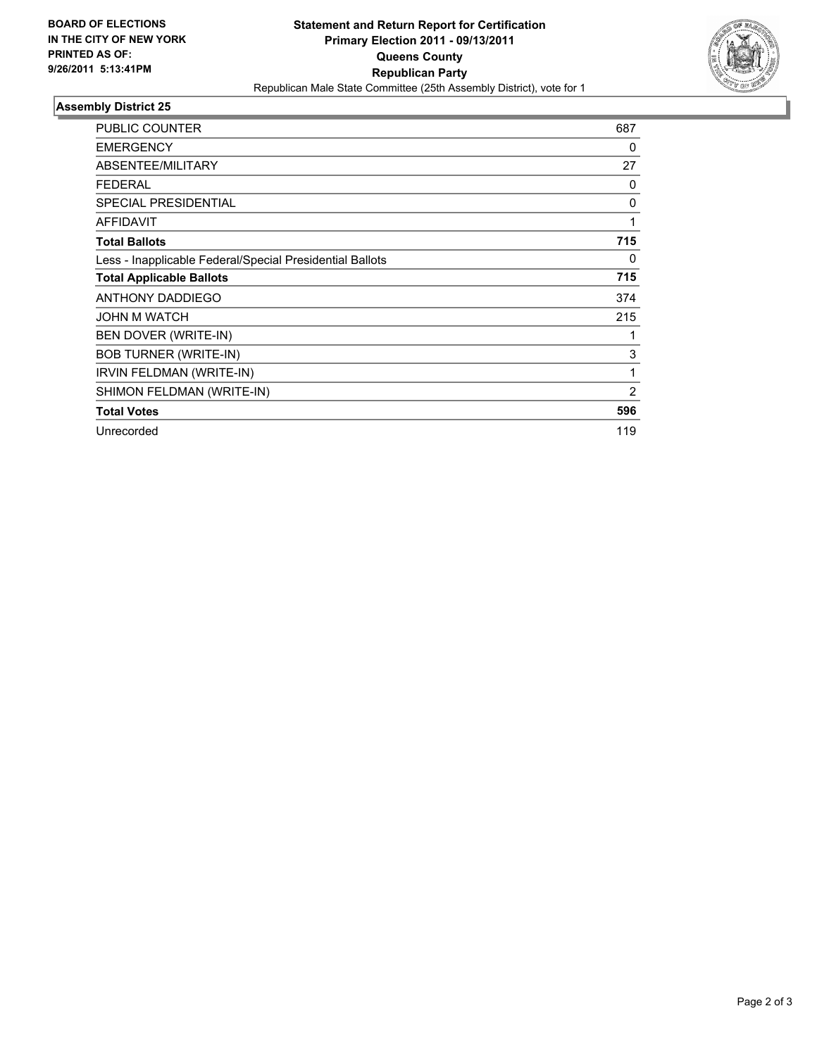**BOARD OF ELECTIONS IN THE CITY OF NEW YORK PRINTED AS OF: 9/26/2011 5:13:41PM**

**Statement and Return Report for Certification**
**Primary Election 2011 - 09/13/2011**
**Queens County**
**Republican Party**
Republican Male State Committee (25th Assembly District), vote for 1

## Assembly District 25

| | |
|---|---|
| PUBLIC COUNTER | 687 |
| EMERGENCY | 0 |
| ABSENTEE/MILITARY | 27 |
| FEDERAL | 0 |
| SPECIAL PRESIDENTIAL | 0 |
| AFFIDAVIT | 1 |
| **Total Ballots** | **715** |
| Less - Inapplicable Federal/Special Presidential Ballots | 0 |
| **Total Applicable Ballots** | **715** |
| ANTHONY DADDIEGO | 374 |
| JOHN M WATCH | 215 |
| BEN DOVER (WRITE-IN) | 1 |
| BOB TURNER (WRITE-IN) | 3 |
| IRVIN FELDMAN (WRITE-IN) | 1 |
| SHIMON FELDMAN (WRITE-IN) | 2 |
| **Total Votes** | **596** |
| Unrecorded | 119 |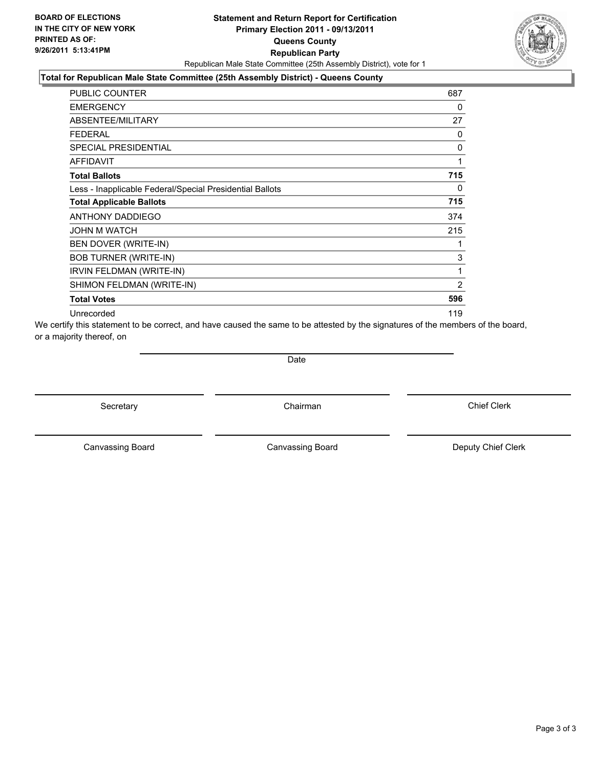**BOARD OF ELECTIONS IN THE CITY OF NEW YORK PRINTED AS OF: 9/26/2011 5:13:41PM**

**Statement and Return Report for Certification**
**Primary Election 2011 - 09/13/2011**
**Queens County**
**Republican Party**
Republican Male State Committee (25th Assembly District), vote for 1

**Total for Republican Male State Committee (25th Assembly District) - Queens County**

| | |
|---|---|
| PUBLIC COUNTER | 687 |
| EMERGENCY | 0 |
| ABSENTEE/MILITARY | 27 |
| FEDERAL | 0 |
| SPECIAL PRESIDENTIAL | 0 |
| AFFIDAVIT | 1 |
| **Total Ballots** | **715** |
| Less - Inapplicable Federal/Special Presidential Ballots | 0 |
| **Total Applicable Ballots** | **715** |
| ANTHONY DADDIEGO | 374 |
| JOHN M WATCH | 215 |
| BEN DOVER (WRITE-IN) | 1 |
| BOB TURNER (WRITE-IN) | 3 |
| IRVIN FELDMAN (WRITE-IN) | 1 |
| SHIMON FELDMAN (WRITE-IN) | 2 |
| **Total Votes** | **596** |
| Unrecorded | 119 |

We certify this statement to be correct, and have caused the same to be attested by the signatures of the members of the board, or a majority thereof, on

Date

Secretary | Chairman | Chief Clerk

Canvassing Board | Canvassing Board | Deputy Chief Clerk